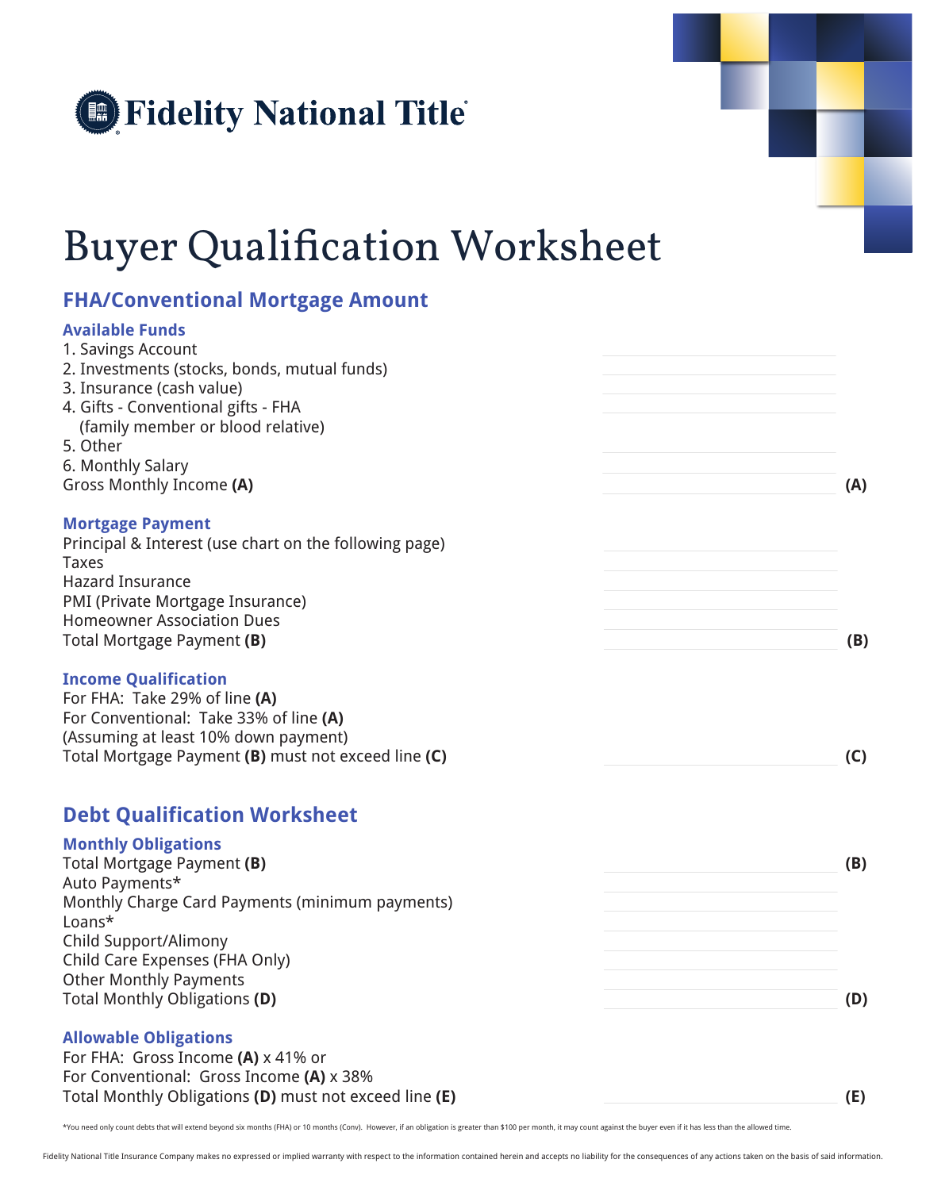Fidelity National Title

# Buyer Qualification Worksheet

## FHA/Conventional Mortgage Amount

### Available Funds

1. Savings Account \_\_\_\_\_\_\_\_\_\_
2. Investments (stocks, bonds, mutual funds) \_\_\_\_\_\_\_\_\_\_
3. Insurance (cash value) \_\_\_\_\_\_\_\_\_\_
4. Gifts - Conventional gifts - FHA (family member or blood relative) \_\_\_\_\_\_\_\_\_\_
5. Other \_\_\_\_\_\_\_\_\_\_
6. Monthly Salary \_\_\_\_\_\_\_\_\_\_

Gross Monthly Income **(A)** \_\_\_\_\_\_\_\_\_\_ **(A)**

### Mortgage Payment

Principal & Interest (use chart on the following page) \_\_\_\_\_\_\_\_\_\_
Taxes \_\_\_\_\_\_\_\_\_\_
Hazard Insurance \_\_\_\_\_\_\_\_\_\_
PMI (Private Mortgage Insurance) \_\_\_\_\_\_\_\_\_\_
Homeowner Association Dues \_\_\_\_\_\_\_\_\_\_
Total Mortgage Payment **(B)** \_\_\_\_\_\_\_\_\_\_ **(B)**

### Income Qualification

For FHA: Take 29% of line **(A)**
For Conventional: Take 33% of line **(A)**
(Assuming at least 10% down payment)
Total Mortgage Payment **(B)** must not exceed line **(C)** \_\_\_\_\_\_\_\_\_\_ **(C)**

## Debt Qualification Worksheet

### Monthly Obligations

Total Mortgage Payment **(B)** \_\_\_\_\_\_\_\_\_\_ **(B)**
Auto Payments* \_\_\_\_\_\_\_\_\_\_
Monthly Charge Card Payments (minimum payments) \_\_\_\_\_\_\_\_\_\_
Loans* \_\_\_\_\_\_\_\_\_\_
Child Support/Alimony \_\_\_\_\_\_\_\_\_\_
Child Care Expenses (FHA Only) \_\_\_\_\_\_\_\_\_\_
Other Monthly Payments \_\_\_\_\_\_\_\_\_\_
Total Monthly Obligations **(D)** \_\_\_\_\_\_\_\_\_\_ **(D)**

### Allowable Obligations

For FHA: Gross Income **(A)** x 41% or
For Conventional: Gross Income **(A)** x 38%
Total Monthly Obligations **(D)** must not exceed line **(E)** \_\_\_\_\_\_\_\_\_\_ **(E)**

*You need only count debts that will extend beyond six months (FHA) or 10 months (Conv). However, if an obligation is greater than $100 per month, it may count against the buyer even if it has less than the allowed time.

Fidelity National Title Insurance Company makes no expressed or implied warranty with respect to the information contained herein and accepts no liability for the consequences of any actions taken on the basis of said information.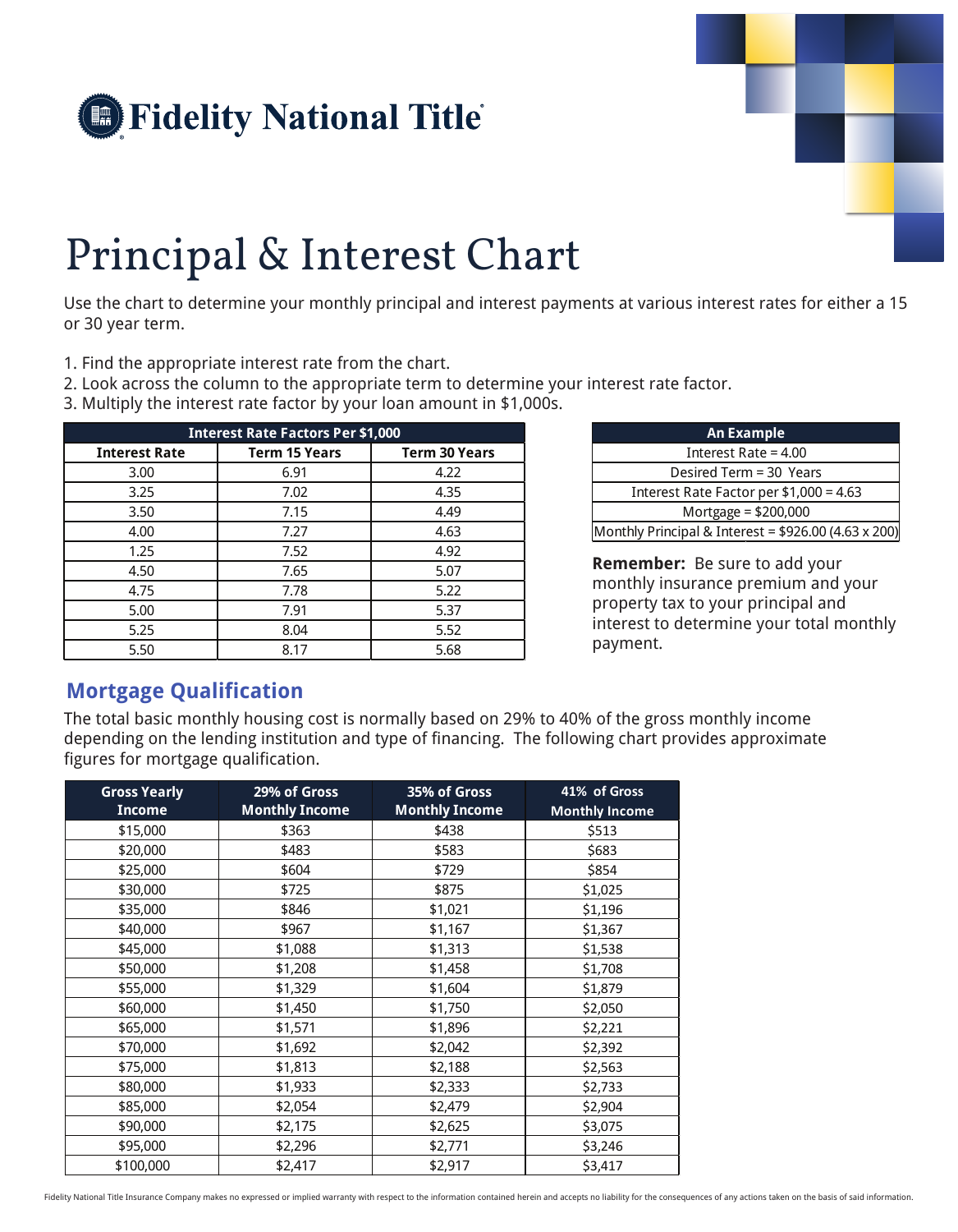Fidelity National Title

# Principal & Interest Chart

Use the chart to determine your monthly principal and interest payments at various interest rates for either a 15 or 30 year term.

1. Find the appropriate interest rate from the chart.
2. Look across the column to the appropriate term to determine your interest rate factor.
3. Multiply the interest rate factor by your loan amount in $1,000s.

| Interest Rate Factors Per $1,000 | | |
|---|---|---|
| **Interest Rate** | **Term 15 Years** | **Term 30 Years** |
| 3.00 | 6.91 | 4.22 |
| 3.25 | 7.02 | 4.35 |
| 3.50 | 7.15 | 4.49 |
| 4.00 | 7.27 | 4.63 |
| 1.25 | 7.52 | 4.92 |
| 4.50 | 7.65 | 5.07 |
| 4.75 | 7.78 | 5.22 |
| 5.00 | 7.91 | 5.37 |
| 5.25 | 8.04 | 5.52 |
| 5.50 | 8.17 | 5.68 |

| An Example |
|---|
| Interest Rate = 4.00 |
| Desired Term = 30 Years |
| Interest Rate Factor per $1,000 = 4.63 |
| Mortgage = $200,000 |
| Monthly Principal & Interest = $926.00 (4.63 x 200) |

**Remember:** Be sure to add your monthly insurance premium and your property tax to your principal and interest to determine your total monthly payment.

## Mortgage Qualification

The total basic monthly housing cost is normally based on 29% to 40% of the gross monthly income depending on the lending institution and type of financing. The following chart provides approximate figures for mortgage qualification.

| Gross Yearly Income | 29% of Gross Monthly Income | 35% of Gross Monthly Income | 41% of Gross Monthly Income |
|---|---|---|---|
| $15,000 | $363 | $438 | $513 |
| $20,000 | $483 | $583 | $683 |
| $25,000 | $604 | $729 | $854 |
| $30,000 | $725 | $875 | $1,025 |
| $35,000 | $846 | $1,021 | $1,196 |
| $40,000 | $967 | $1,167 | $1,367 |
| $45,000 | $1,088 | $1,313 | $1,538 |
| $50,000 | $1,208 | $1,458 | $1,708 |
| $55,000 | $1,329 | $1,604 | $1,879 |
| $60,000 | $1,450 | $1,750 | $2,050 |
| $65,000 | $1,571 | $1,896 | $2,221 |
| $70,000 | $1,692 | $2,042 | $2,392 |
| $75,000 | $1,813 | $2,188 | $2,563 |
| $80,000 | $1,933 | $2,333 | $2,733 |
| $85,000 | $2,054 | $2,479 | $2,904 |
| $90,000 | $2,175 | $2,625 | $3,075 |
| $95,000 | $2,296 | $2,771 | $3,246 |
| $100,000 | $2,417 | $2,917 | $3,417 |

Fidelity National Title Insurance Company makes no expressed or implied warranty with respect to the information contained herein and accepts no liability for the consequences of any actions taken on the basis of said information.